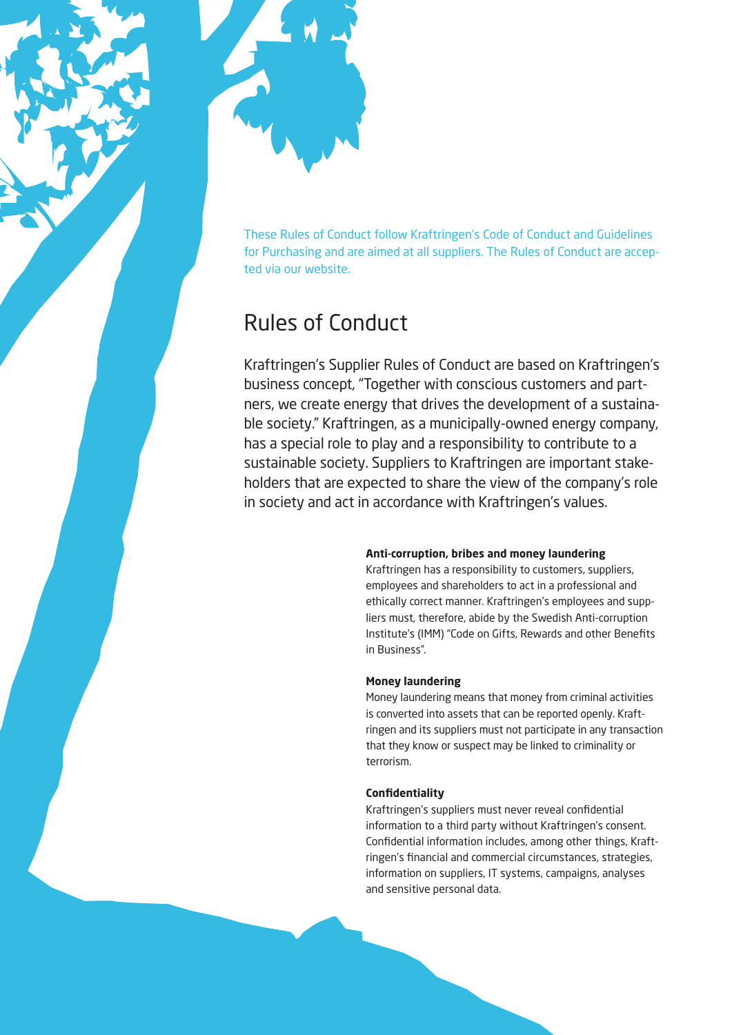These Rules of Conduct follow Kraftringen's Code of Conduct and Guidelines for Purchasing and are aimed at all suppliers. The Rules of Conduct are accepted via our website.

# Rules of Conduct

Kraftringen's Supplier Rules of Conduct are based on Kraftringen's business concept, "Together with conscious customers and partners, we create energy that drives the development of a sustainable society." Kraftringen, as a municipally-owned energy company, has a special role to play and a responsibility to contribute to a sustainable society. Suppliers to Kraftringen are important stakeholders that are expected to share the view of the company's role in society and act in accordance with Kraftringen's values.

**Anti-corruption, bribes and money laundering**

Kraftringen has a responsibility to customers, suppliers, employees and shareholders to act in a professional and ethically correct manner. Kraftringen's employees and suppliers must, therefore, abide by the Swedish Anti-corruption Institute's (IMM) "Code on Gifts, Rewards and other Benefits in Business".

**Money laundering**

Money laundering means that money from criminal activities is converted into assets that can be reported openly. Kraftringen and its suppliers must not participate in any transaction that they know or suspect may be linked to criminality or terrorism.

**Confidentiality**

Kraftringen's suppliers must never reveal confidential information to a third party without Kraftringen's consent. Confidential information includes, among other things, Kraftringen's financial and commercial circumstances, strategies, information on suppliers, IT systems, campaigns, analyses and sensitive personal data.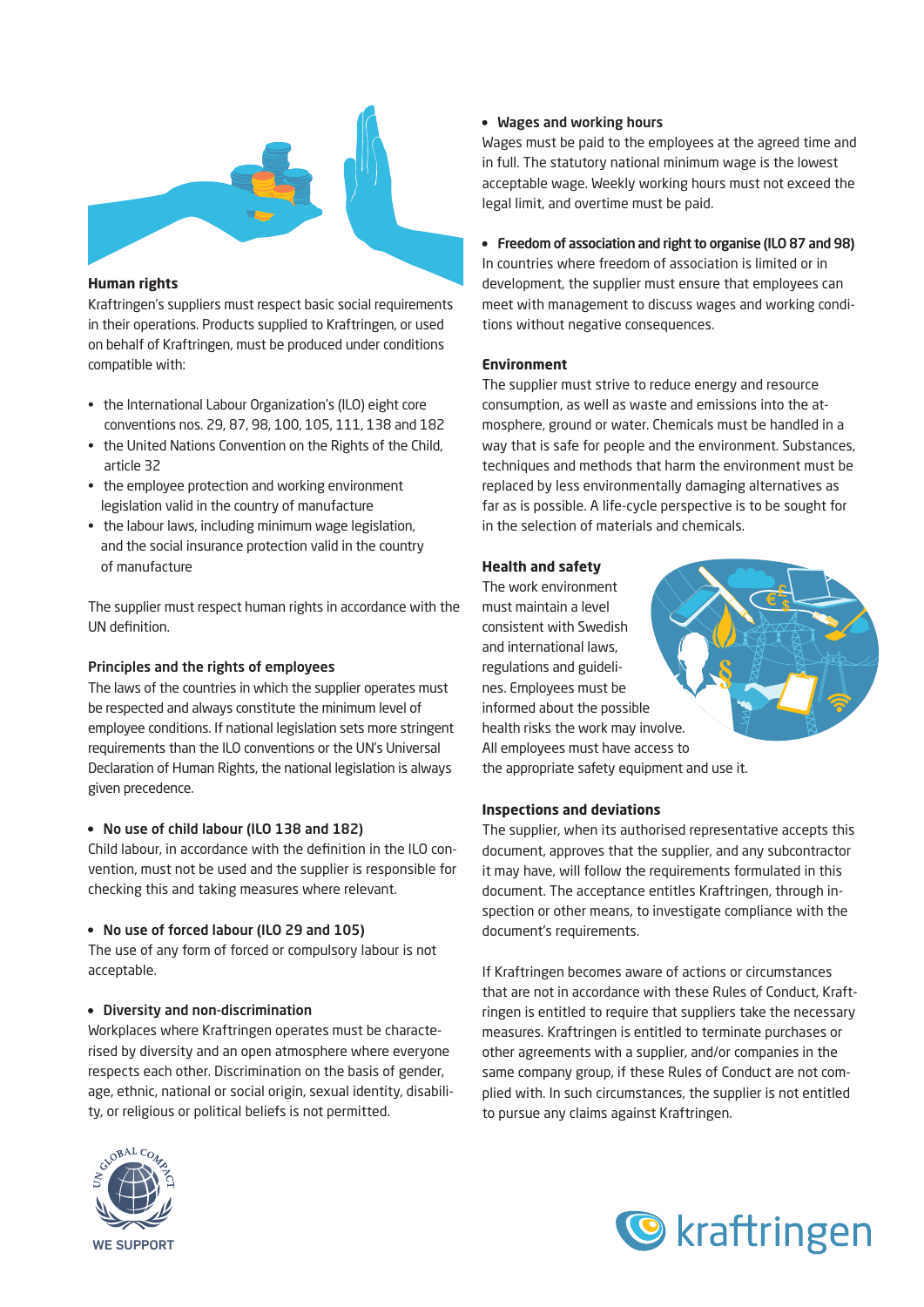## Human rights

Kraftringen's suppliers must respect basic social requirements in their operations. Products supplied to Kraftringen, or used on behalf of Kraftringen, must be produced under conditions compatible with:

- the International Labour Organization's (ILO) eight core conventions nos. 29, 87, 98, 100, 105, 111, 138 and 182
- the United Nations Convention on the Rights of the Child, article 32
- the employee protection and working environment legislation valid in the country of manufacture
- the labour laws, including minimum wage legislation, and the social insurance protection valid in the country of manufacture

The supplier must respect human rights in accordance with the UN definition.

## Principles and the rights of employees

The laws of the countries in which the supplier operates must be respected and always constitute the minimum level of employee conditions. If national legislation sets more stringent requirements than the ILO conventions or the UN's Universal Declaration of Human Rights, the national legislation is always given precedence.

- **No use of child labour (ILO 138 and 182)**

Child labour, in accordance with the definition in the ILO convention, must not be used and the supplier is responsible for checking this and taking measures where relevant.

- **No use of forced labour (ILO 29 and 105)**

The use of any form of forced or compulsory labour is not acceptable.

- **Diversity and non-discrimination**

Workplaces where Kraftringen operates must be characterised by diversity and an open atmosphere where everyone respects each other. Discrimination on the basis of gender, age, ethnic, national or social origin, sexual identity, disability, or religious or political beliefs is not permitted.

- **Wages and working hours**

Wages must be paid to the employees at the agreed time and in full. The statutory national minimum wage is the lowest acceptable wage. Weekly working hours must not exceed the legal limit, and overtime must be paid.

- **Freedom of association and right to organise (ILO 87 and 98)**

In countries where freedom of association is limited or in development, the supplier must ensure that employees can meet with management to discuss wages and working conditions without negative consequences.

## Environment

The supplier must strive to reduce energy and resource consumption, as well as waste and emissions into the atmosphere, ground or water. Chemicals must be handled in a way that is safe for people and the environment. Substances, techniques and methods that harm the environment must be replaced by less environmentally damaging alternatives as far as is possible. A life-cycle perspective is to be sought for in the selection of materials and chemicals.

## Health and safety

The work environment must maintain a level consistent with Swedish and international laws, regulations and guidelines. Employees must be informed about the possible health risks the work may involve. All employees must have access to the appropriate safety equipment and use it.

## Inspections and deviations

The supplier, when its authorised representative accepts this document, approves that the supplier, and any subcontractor it may have, will follow the requirements formulated in this document. The acceptance entitles Kraftringen, through inspection or other means, to investigate compliance with the document's requirements.

If Kraftringen becomes aware of actions or circumstances that are not in accordance with these Rules of Conduct, Kraftringen is entitled to require that suppliers take the necessary measures. Kraftringen is entitled to terminate purchases or other agreements with a supplier, and/or companies in the same company group, if these Rules of Conduct are not complied with. In such circumstances, the supplier is not entitled to pursue any claims against Kraftringen.

UN GLOBAL COMPACT

WE SUPPORT

kraftringen